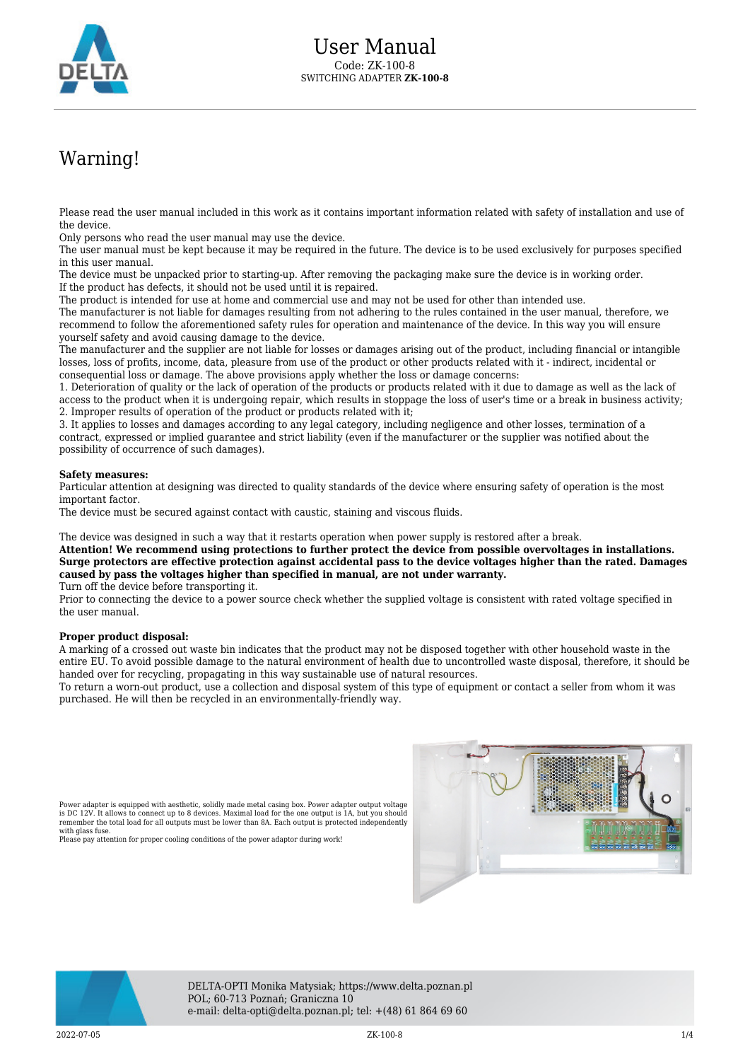# User Manual

Code: ZK-100-8

SWITCHING ADAPTER **ZK-100-8**

## Warning!

Please read the user manual included in this work as it contains important information related with safety of installation and use of the device.
Only persons who read the user manual may use the device.
The user manual must be kept because it may be required in the future. The device is to be used exclusively for purposes specified in this user manual.
The device must be unpacked prior to starting-up. After removing the packaging make sure the device is in working order.
If the product has defects, it should not be used until it is repaired.
The product is intended for use at home and commercial use and may not be used for other than intended use.
The manufacturer is not liable for damages resulting from not adhering to the rules contained in the user manual, therefore, we recommend to follow the aforementioned safety rules for operation and maintenance of the device. In this way you will ensure yourself safety and avoid causing damage to the device.
The manufacturer and the supplier are not liable for losses or damages arising out of the product, including financial or intangible losses, loss of profits, income, data, pleasure from use of the product or other products related with it - indirect, incidental or consequential loss or damage. The above provisions apply whether the loss or damage concerns:
1. Deterioration of quality or the lack of operation of the products or products related with it due to damage as well as the lack of access to the product when it is undergoing repair, which results in stoppage the loss of user's time or a break in business activity;
2. Improper results of operation of the product or products related with it;
3. It applies to losses and damages according to any legal category, including negligence and other losses, termination of a contract, expressed or implied guarantee and strict liability (even if the manufacturer or the supplier was notified about the possibility of occurrence of such damages).

**Safety measures:**
Particular attention at designing was directed to quality standards of the device where ensuring safety of operation is the most important factor.
The device must be secured against contact with caustic, staining and viscous fluids.

The device was designed in such a way that it restarts operation when power supply is restored after a break.
**Attention! We recommend using protections to further protect the device from possible overvoltages in installations. Surge protectors are effective protection against accidental pass to the device voltages higher than the rated. Damages caused by pass the voltages higher than specified in manual, are not under warranty.**
Turn off the device before transporting it.
Prior to connecting the device to a power source check whether the supplied voltage is consistent with rated voltage specified in the user manual.

**Proper product disposal:**
A marking of a crossed out waste bin indicates that the product may not be disposed together with other household waste in the entire EU. To avoid possible damage to the natural environment of health due to uncontrolled waste disposal, therefore, it should be handed over for recycling, propagating in this way sustainable use of natural resources.
To return a worn-out product, use a collection and disposal system of this type of equipment or contact a seller from whom it was purchased. He will then be recycled in an environmentally-friendly way.

Power adapter is equipped with aesthetic, solidly made metal casing box. Power adapter output voltage is DC 12V. It allows to connect up to 8 devices. Maximal load for the one output is 1A, but you should remember the total load for all outputs must be lower than 8A. Each output is protected independently with glass fuse.
Please pay attention for proper cooling conditions of the power adaptor during work!

DELTA-OPTI Monika Matysiak; https://www.delta.poznan.pl
POL; 60-713 Poznań; Graniczna 10
e-mail: delta-opti@delta.poznan.pl; tel: +(48) 61 864 69 60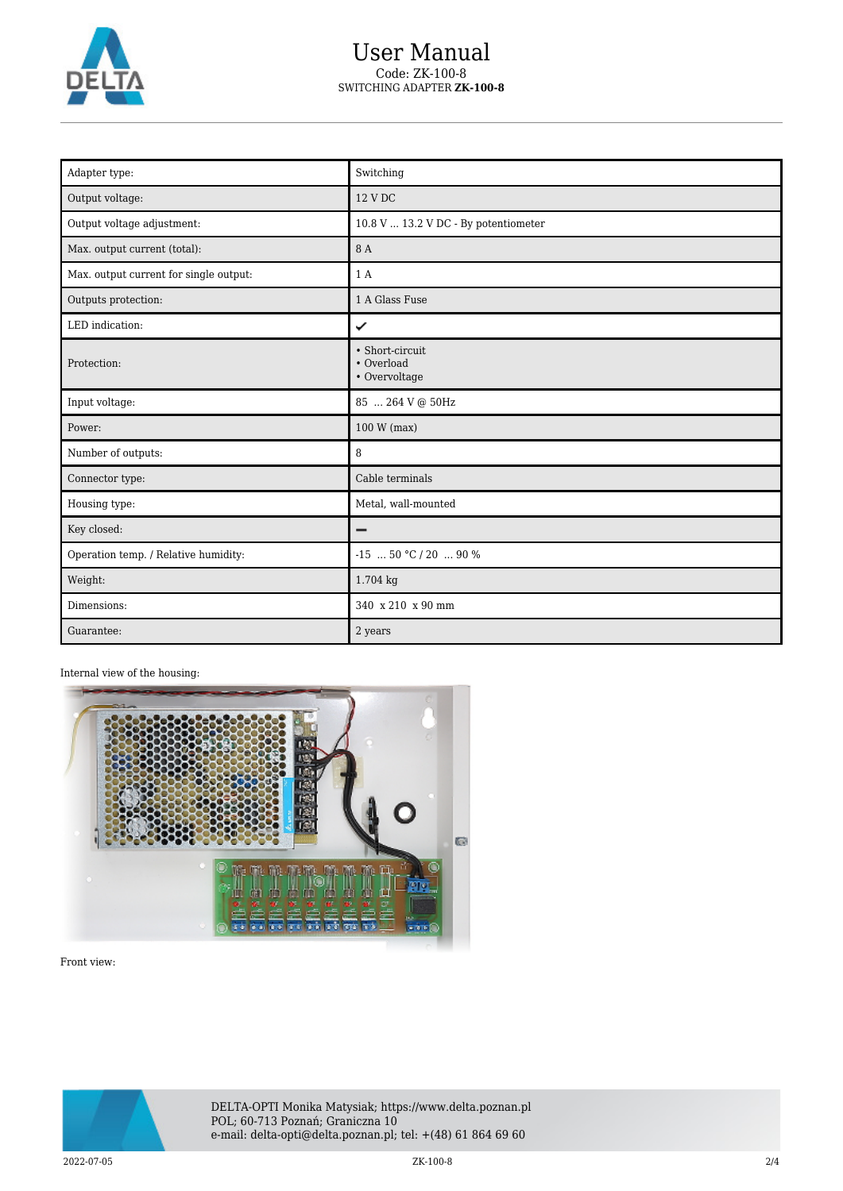| Adapter type: | Switching |
|---|---|
| Output voltage: | 12 V DC |
| Output voltage adjustment: | 10.8 V ... 13.2 V DC - By potentiometer |
| Max. output current (total): | 8 A |
| Max. output current for single output: | 1 A |
| Outputs protection: | 1 A Glass Fuse |
| LED indication: | ✔ |
| Protection: | • Short-circuit<br>• Overload<br>• Overvoltage |
| Input voltage: | 85 ... 264 V @ 50Hz |
| Power: | 100 W (max) |
| Number of outputs: | 8 |
| Connector type: | Cable terminals |
| Housing type: | Metal, wall-mounted |
| Key closed: | – |
| Operation temp. / Relative humidity: | -15 ... 50 °C / 20 ... 90 % |
| Weight: | 1.704 kg |
| Dimensions: | 340 x 210 x 90 mm |
| Guarantee: | 2 years |

Internal view of the housing:

Front view: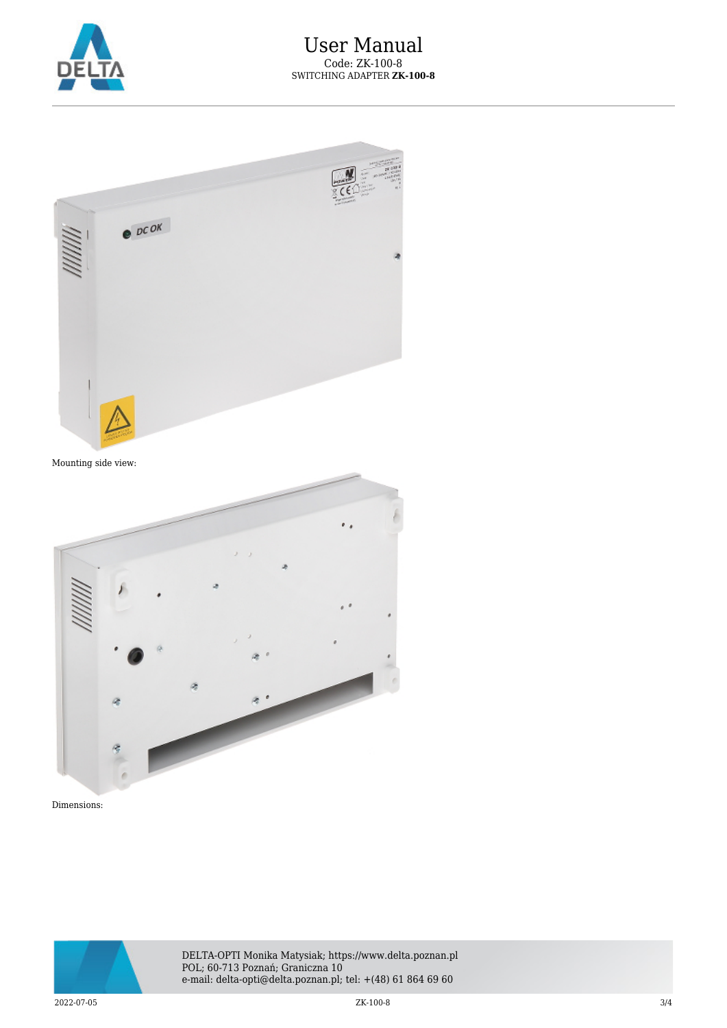Mounting side view:

Dimensions: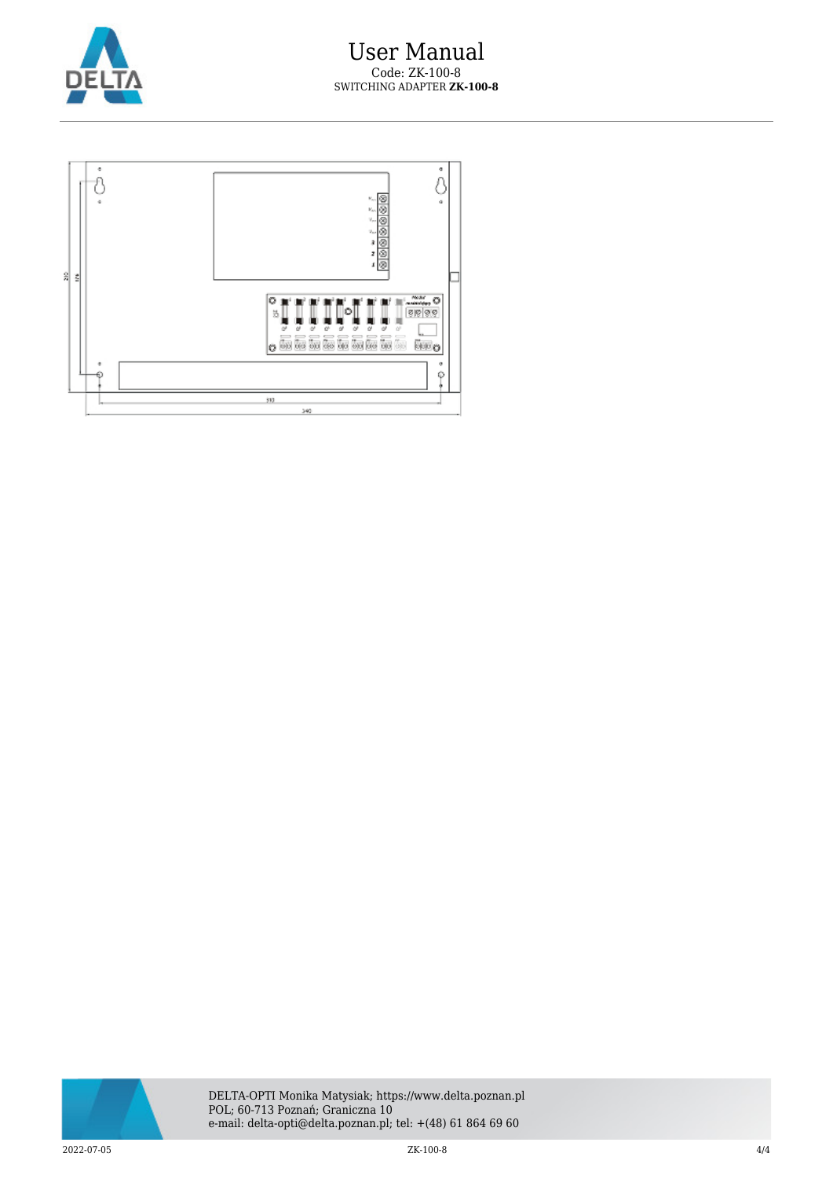210
176

332
340